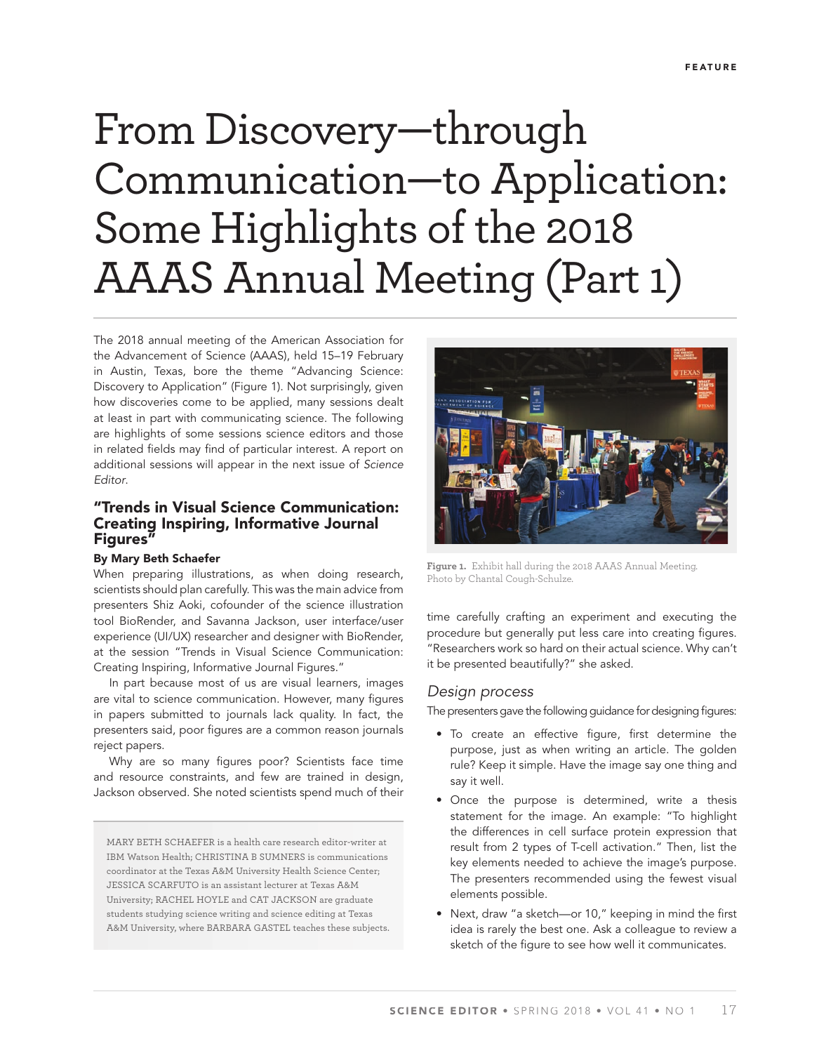# From Discovery—through Communication—to Application: Some Highlights of the 2018 AAAS Annual Meeting (Part 1)

The 2018 annual meeting of the American Association for the Advancement of Science (AAAS), held 15–19 February in Austin, Texas, bore the theme "Advancing Science: Discovery to Application" (Figure 1). Not surprisingly, given how discoveries come to be applied, many sessions dealt at least in part with communicating science. The following are highlights of some sessions science editors and those in related fields may find of particular interest. A report on additional sessions will appear in the next issue of *Science Editor*.

**Figure 1.** Exhibit hall during the 2018 AAAS Annual Meeting. Photo by Chantal Cough-Schulze.

## "Trends in Visual Science Communication: Creating Inspiring, Informative Journal Figures"

**By Mary Beth Schaefer**

When preparing illustrations, as when doing research, scientists should plan carefully. This was the main advice from presenters Shiz Aoki, cofounder of the science illustration tool BioRender, and Savanna Jackson, user interface/user experience (UI/UX) researcher and designer with BioRender, at the session "Trends in Visual Science Communication: Creating Inspiring, Informative Journal Figures."

In part because most of us are visual learners, images are vital to science communication. However, many figures in papers submitted to journals lack quality. In fact, the presenters said, poor figures are a common reason journals reject papers.

Why are so many figures poor? Scientists face time and resource constraints, and few are trained in design, Jackson observed. She noted scientists spend much of their time carefully crafting an experiment and executing the procedure but generally put less care into creating figures. "Researchers work so hard on their actual science. Why can't it be presented beautifully?" she asked.

### *Design process*

The presenters gave the following guidance for designing figures:

- To create an effective figure, first determine the purpose, just as when writing an article. The golden rule? Keep it simple. Have the image say one thing and say it well.
- Once the purpose is determined, write a thesis statement for the image. An example: "To highlight the differences in cell surface protein expression that result from 2 types of T-cell activation." Then, list the key elements needed to achieve the image's purpose. The presenters recommended using the fewest visual elements possible.
- Next, draw "a sketch—or 10," keeping in mind the first idea is rarely the best one. Ask a colleague to review a sketch of the figure to see how well it communicates.

MARY BETH SCHAEFER is a health care research editor-writer at IBM Watson Health; CHRISTINA B SUMNERS is communications coordinator at the Texas A&M University Health Science Center; JESSICA SCARFUTO is an assistant lecturer at Texas A&M University; RACHEL HOYLE and CAT JACKSON are graduate students studying science writing and science editing at Texas A&M University, where BARBARA GASTEL teaches these subjects.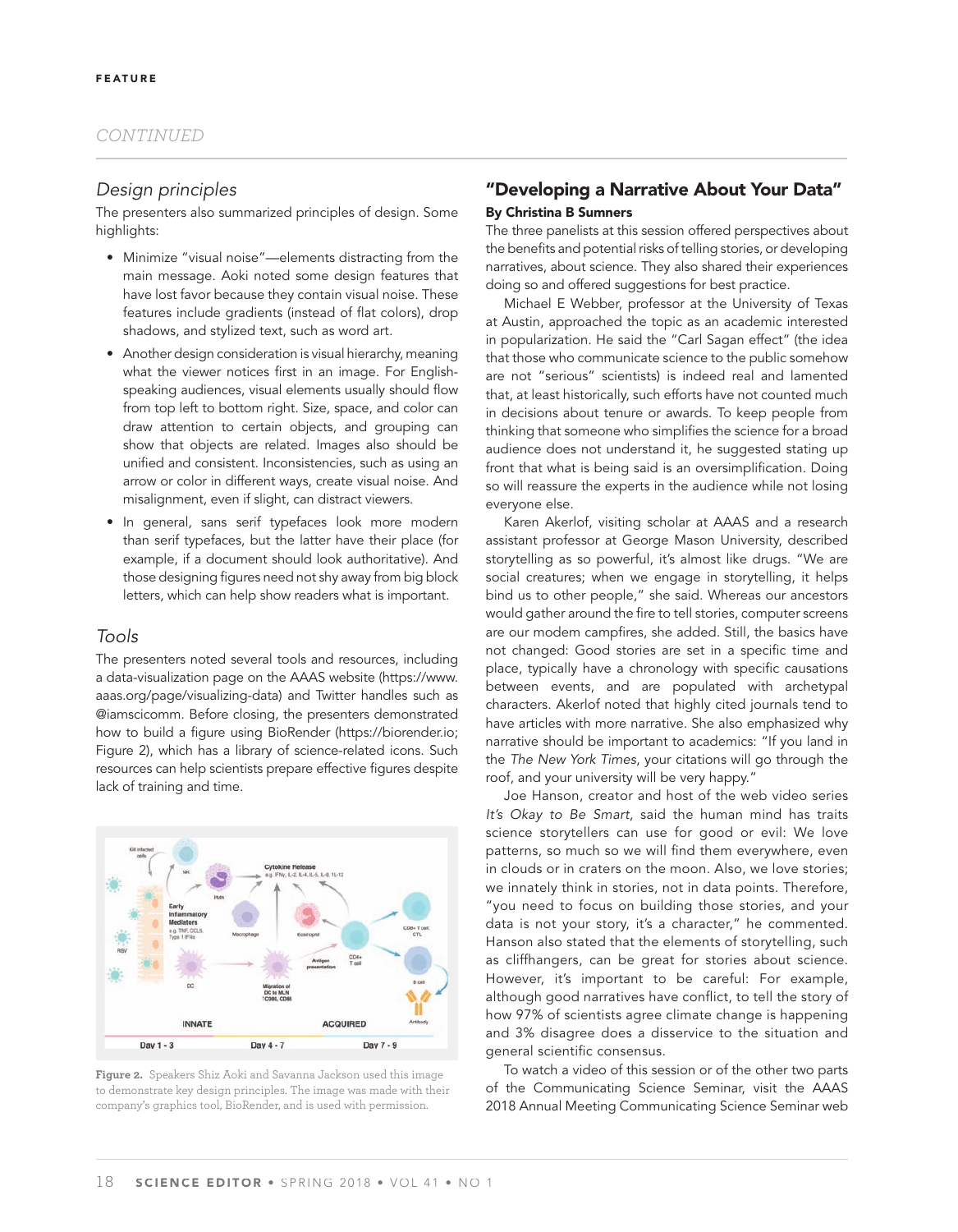## Design principles

The presenters also summarized principles of design. Some highlights:

- Minimize "visual noise"—elements distracting from the main message. Aoki noted some design features that have lost favor because they contain visual noise. These features include gradients (instead of flat colors), drop shadows, and stylized text, such as word art.
- Another design consideration is visual hierarchy, meaning what the viewer notices first in an image. For English-speaking audiences, visual elements usually should flow from top left to bottom right. Size, space, and color can draw attention to certain objects, and grouping can show that objects are related. Images also should be unified and consistent. Inconsistencies, such as using an arrow or color in different ways, create visual noise. And misalignment, even if slight, can distract viewers.
- In general, sans serif typefaces look more modern than serif typefaces, but the latter have their place (for example, if a document should look authoritative). And those designing figures need not shy away from big block letters, which can help show readers what is important.

## Tools

The presenters noted several tools and resources, including a data-visualization page on the AAAS website (https://www.aaas.org/page/visualizing-data) and Twitter handles such as @iamscicomm. Before closing, the presenters demonstrated how to build a figure using BioRender (https://biorender.io; Figure 2), which has a library of science-related icons. Such resources can help scientists prepare effective figures despite lack of training and time.

**Figure 2.** Speakers Shiz Aoki and Savanna Jackson used this image to demonstrate key design principles. The image was made with their company's graphics tool, BioRender, and is used with permission.

## "Developing a Narrative About Your Data"

**By Christina B Sumners**

The three panelists at this session offered perspectives about the benefits and potential risks of telling stories, or developing narratives, about science. They also shared their experiences doing so and offered suggestions for best practice.

Michael E Webber, professor at the University of Texas at Austin, approached the topic as an academic interested in popularization. He said the "Carl Sagan effect" (the idea that those who communicate science to the public somehow are not "serious" scientists) is indeed real and lamented that, at least historically, such efforts have not counted much in decisions about tenure or awards. To keep people from thinking that someone who simplifies the science for a broad audience does not understand it, he suggested stating up front that what is being said is an oversimplification. Doing so will reassure the experts in the audience while not losing everyone else.

Karen Akerlof, visiting scholar at AAAS and a research assistant professor at George Mason University, described storytelling as so powerful, it's almost like drugs. "We are social creatures; when we engage in storytelling, it helps bind us to other people," she said. Whereas our ancestors would gather around the fire to tell stories, computer screens are our modem campfires, she added. Still, the basics have not changed: Good stories are set in a specific time and place, typically have a chronology with specific causations between events, and are populated with archetypal characters. Akerlof noted that highly cited journals tend to have articles with more narrative. She also emphasized why narrative should be important to academics: "If you land in the *The New York Times*, your citations will go through the roof, and your university will be very happy."

Joe Hanson, creator and host of the web video series *It's Okay to Be Smart*, said the human mind has traits science storytellers can use for good or evil: We love patterns, so much so we will find them everywhere, even in clouds or in craters on the moon. Also, we love stories; we innately think in stories, not in data points. Therefore, "you need to focus on building those stories, and your data is not your story, it's a character," he commented. Hanson also stated that the elements of storytelling, such as cliffhangers, can be great for stories about science. However, it's important to be careful: For example, although good narratives have conflict, to tell the story of how 97% of scientists agree climate change is happening and 3% disagree does a disservice to the situation and general scientific consensus.

To watch a video of this session or of the other two parts of the Communicating Science Seminar, visit the AAAS 2018 Annual Meeting Communicating Science Seminar web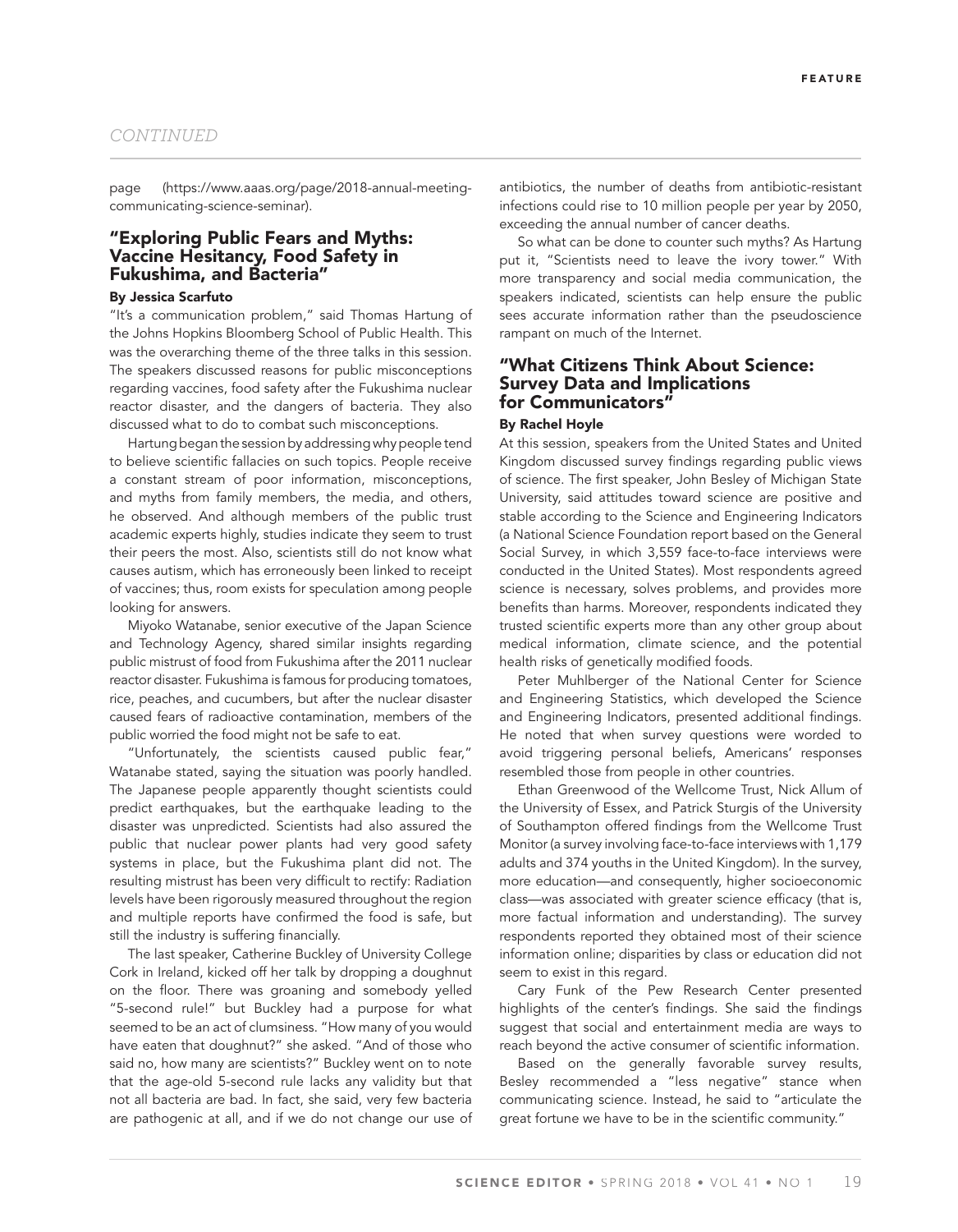page (https://www.aaas.org/page/2018-annual-meeting-communicating-science-seminar).

## "Exploring Public Fears and Myths: Vaccine Hesitancy, Food Safety in Fukushima, and Bacteria"

**By Jessica Scarfuto**

"It's a communication problem," said Thomas Hartung of the Johns Hopkins Bloomberg School of Public Health. This was the overarching theme of the three talks in this session. The speakers discussed reasons for public misconceptions regarding vaccines, food safety after the Fukushima nuclear reactor disaster, and the dangers of bacteria. They also discussed what to do to combat such misconceptions.

Hartung began the session by addressing why people tend to believe scientific fallacies on such topics. People receive a constant stream of poor information, misconceptions, and myths from family members, the media, and others, he observed. And although members of the public trust academic experts highly, studies indicate they seem to trust their peers the most. Also, scientists still do not know what causes autism, which has erroneously been linked to receipt of vaccines; thus, room exists for speculation among people looking for answers.

Miyoko Watanabe, senior executive of the Japan Science and Technology Agency, shared similar insights regarding public mistrust of food from Fukushima after the 2011 nuclear reactor disaster. Fukushima is famous for producing tomatoes, rice, peaches, and cucumbers, but after the nuclear disaster caused fears of radioactive contamination, members of the public worried the food might not be safe to eat.

"Unfortunately, the scientists caused public fear," Watanabe stated, saying the situation was poorly handled. The Japanese people apparently thought scientists could predict earthquakes, but the earthquake leading to the disaster was unpredicted. Scientists had also assured the public that nuclear power plants had very good safety systems in place, but the Fukushima plant did not. The resulting mistrust has been very difficult to rectify: Radiation levels have been rigorously measured throughout the region and multiple reports have confirmed the food is safe, but still the industry is suffering financially.

The last speaker, Catherine Buckley of University College Cork in Ireland, kicked off her talk by dropping a doughnut on the floor. There was groaning and somebody yelled "5-second rule!" but Buckley had a purpose for what seemed to be an act of clumsiness. "How many of you would have eaten that doughnut?" she asked. "And of those who said no, how many are scientists?" Buckley went on to note that the age-old 5-second rule lacks any validity but that not all bacteria are bad. In fact, she said, very few bacteria are pathogenic at all, and if we do not change our use of antibiotics, the number of deaths from antibiotic-resistant infections could rise to 10 million people per year by 2050, exceeding the annual number of cancer deaths.

So what can be done to counter such myths? As Hartung put it, "Scientists need to leave the ivory tower." With more transparency and social media communication, the speakers indicated, scientists can help ensure the public sees accurate information rather than the pseudoscience rampant on much of the Internet.

## "What Citizens Think About Science: Survey Data and Implications for Communicators"

**By Rachel Hoyle**

At this session, speakers from the United States and United Kingdom discussed survey findings regarding public views of science. The first speaker, John Besley of Michigan State University, said attitudes toward science are positive and stable according to the Science and Engineering Indicators (a National Science Foundation report based on the General Social Survey, in which 3,559 face-to-face interviews were conducted in the United States). Most respondents agreed science is necessary, solves problems, and provides more benefits than harms. Moreover, respondents indicated they trusted scientific experts more than any other group about medical information, climate science, and the potential health risks of genetically modified foods.

Peter Muhlberger of the National Center for Science and Engineering Statistics, which developed the Science and Engineering Indicators, presented additional findings. He noted that when survey questions were worded to avoid triggering personal beliefs, Americans' responses resembled those from people in other countries.

Ethan Greenwood of the Wellcome Trust, Nick Allum of the University of Essex, and Patrick Sturgis of the University of Southampton offered findings from the Wellcome Trust Monitor (a survey involving face-to-face interviews with 1,179 adults and 374 youths in the United Kingdom). In the survey, more education—and consequently, higher socioeconomic class—was associated with greater science efficacy (that is, more factual information and understanding). The survey respondents reported they obtained most of their science information online; disparities by class or education did not seem to exist in this regard.

Cary Funk of the Pew Research Center presented highlights of the center's findings. She said the findings suggest that social and entertainment media are ways to reach beyond the active consumer of scientific information.

Based on the generally favorable survey results, Besley recommended a "less negative" stance when communicating science. Instead, he said to "articulate the great fortune we have to be in the scientific community."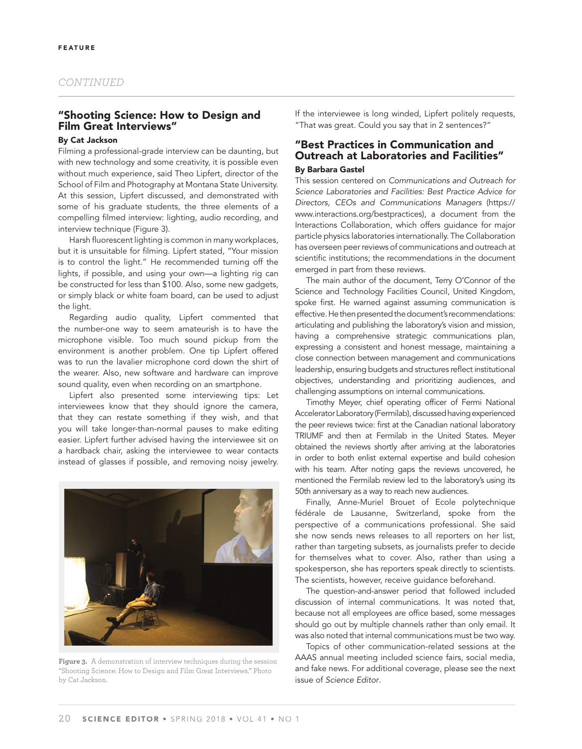FEATURE

*CONTINUED*

## "Shooting Science: How to Design and Film Great Interviews"

**By Cat Jackson**

Filming a professional-grade interview can be daunting, but with new technology and some creativity, it is possible even without much experience, said Theo Lipfert, director of the School of Film and Photography at Montana State University. At this session, Lipfert discussed, and demonstrated with some of his graduate students, the three elements of a compelling filmed interview: lighting, audio recording, and interview technique (Figure 3).

Harsh fluorescent lighting is common in many workplaces, but it is unsuitable for filming. Lipfert stated, "Your mission is to control the light." He recommended turning off the lights, if possible, and using your own—a lighting rig can be constructed for less than $100. Also, some new gadgets, or simply black or white foam board, can be used to adjust the light.

Regarding audio quality, Lipfert commented that the number-one way to seem amateurish is to have the microphone visible. Too much sound pickup from the environment is another problem. One tip Lipfert offered was to run the lavalier microphone cord down the shirt of the wearer. Also, new software and hardware can improve sound quality, even when recording on an smartphone.

Lipfert also presented some interviewing tips: Let interviewees know that they should ignore the camera, that they can restate something if they wish, and that you will take longer-than-normal pauses to make editing easier. Lipfert further advised having the interviewee sit on a hardback chair, asking the interviewee to wear contacts instead of glasses if possible, and removing noisy jewelry.

**Figure 3.** A demonstration of interview techniques during the session "Shooting Science: How to Design and Film Great Interviews." Photo by Cat Jackson.

If the interviewee is long winded, Lipfert politely requests, "That was great. Could you say that in 2 sentences?"

## "Best Practices in Communication and Outreach at Laboratories and Facilities"

**By Barbara Gastel**

This session centered on *Communications and Outreach for Science Laboratories and Facilities: Best Practice Advice for Directors, CEOs and Communications Managers* (https://www.interactions.org/bestpractices), a document from the Interactions Collaboration, which offers guidance for major particle physics laboratories internationally. The Collaboration has overseen peer reviews of communications and outreach at scientific institutions; the recommendations in the document emerged in part from these reviews.

The main author of the document, Terry O'Connor of the Science and Technology Facilities Council, United Kingdom, spoke first. He warned against assuming communication is effective. He then presented the document's recommendations: articulating and publishing the laboratory's vision and mission, having a comprehensive strategic communications plan, expressing a consistent and honest message, maintaining a close connection between management and communications leadership, ensuring budgets and structures reflect institutional objectives, understanding and prioritizing audiences, and challenging assumptions on internal communications.

Timothy Meyer, chief operating officer of Fermi National Accelerator Laboratory (Fermilab), discussed having experienced the peer reviews twice: first at the Canadian national laboratory TRIUMF and then at Fermilab in the United States. Meyer obtained the reviews shortly after arriving at the laboratories in order to both enlist external expertise and build cohesion with his team. After noting gaps the reviews uncovered, he mentioned the Fermilab review led to the laboratory's using its 50th anniversary as a way to reach new audiences.

Finally, Anne-Muriel Brouet of Ecole polytechnique fédérale de Lausanne, Switzerland, spoke from the perspective of a communications professional. She said she now sends news releases to all reporters on her list, rather than targeting subsets, as journalists prefer to decide for themselves what to cover. Also, rather than using a spokesperson, she has reporters speak directly to scientists. The scientists, however, receive guidance beforehand.

The question-and-answer period that followed included discussion of internal communications. It was noted that, because not all employees are office based, some messages should go out by multiple channels rather than only email. It was also noted that internal communications must be two way.

Topics of other communication-related sessions at the AAAS annual meeting included science fairs, social media, and fake news. For additional coverage, please see the next issue of *Science Editor*.